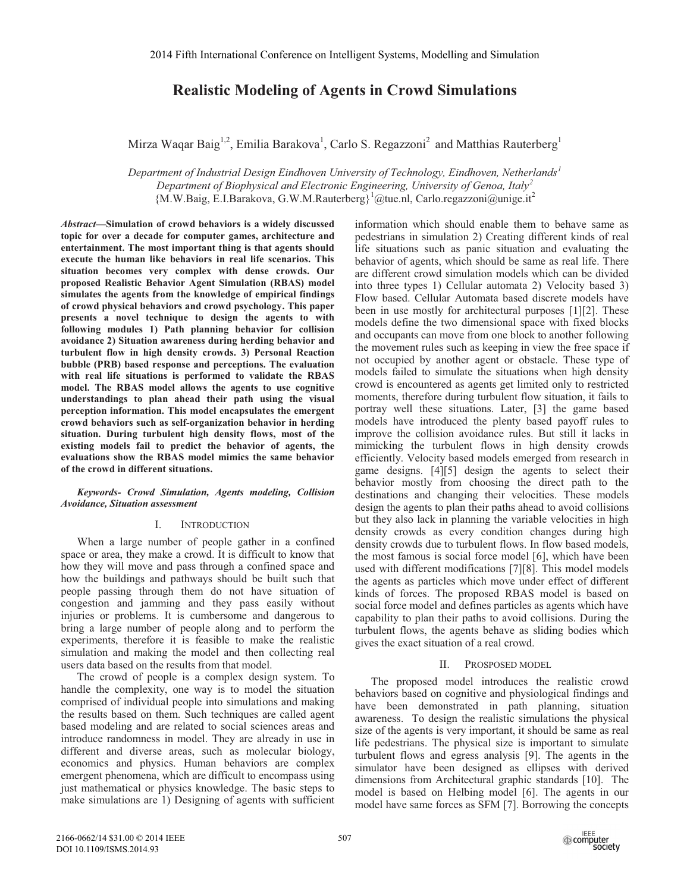# Realistic Modeling of Agents in Crowd Simulations

Mirza Waqar Baig[1,2], Emilia Barakova[1], Carlo S. Regazzoni[2] and Matthias Rauterberg[1]

*Department of Industrial Design Eindhoven University of Technology, Eindhoven, Netherlands[1]*
*Department of Biophysical and Electronic Engineering, University of Genoa, Italy[2]*
{M.W.Baig, E.I.Barakova, G.W.M.Rauterberg}[1]@tue.nl, Carlo.regazzoni@unige.it[2]

***Abstract*—Simulation of crowd behaviors is a widely discussed topic for over a decade for computer games, architecture and entertainment. The most important thing is that agents should execute the human like behaviors in real life scenarios. This situation becomes very complex with dense crowds. Our proposed Realistic Behavior Agent Simulation (RBAS) model simulates the agents from the knowledge of empirical findings of crowd physical behaviors and crowd psychology. This paper presents a novel technique to design the agents to with following modules 1) Path planning behavior for collision avoidance 2) Situation awareness during herding behavior and turbulent flow in high density crowds. 3) Personal Reaction bubble (PRB) based response and perceptions. The evaluation with real life situations is performed to validate the RBAS model. The RBAS model allows the agents to use cognitive understandings to plan ahead their path using the visual perception information. This model encapsulates the emergent crowd behaviors such as self-organization behavior in herding situation. During turbulent high density flows, most of the existing models fail to predict the behavior of agents, the evaluations show the RBAS model mimics the same behavior of the crowd in different situations.**

***Keywords- Crowd Simulation, Agents modeling, Collision Avoidance, Situation assessment***

## I. INTRODUCTION

When a large number of people gather in a confined space or area, they make a crowd. It is difficult to know that how they will move and pass through a confined space and how the buildings and pathways should be built such that people passing through them do not have situation of congestion and jamming and they pass easily without injuries or problems. It is cumbersome and dangerous to bring a large number of people along and to perform the experiments, therefore it is feasible to make the realistic simulation and making the model and then collecting real users data based on the results from that model.

The crowd of people is a complex design system. To handle the complexity, one way is to model the situation comprised of individual people into simulations and making the results based on them. Such techniques are called agent based modeling and are related to social sciences areas and introduce randomness in model. They are already in use in different and diverse areas, such as molecular biology, economics and physics. Human behaviors are complex emergent phenomena, which are difficult to encompass using just mathematical or physics knowledge. The basic steps to make simulations are 1) Designing of agents with sufficient information which should enable them to behave same as pedestrians in simulation 2) Creating different kinds of real life situations such as panic situation and evaluating the behavior of agents, which should be same as real life. There are different crowd simulation models which can be divided into three types 1) Cellular automata 2) Velocity based 3) Flow based. Cellular Automata based discrete models have been in use mostly for architectural purposes [1][2]. These models define the two dimensional space with fixed blocks and occupants can move from one block to another following the movement rules such as keeping in view the free space if not occupied by another agent or obstacle. These type of models failed to simulate the situations when high density crowd is encountered as agents get limited only to restricted moments, therefore during turbulent flow situation, it fails to portray well these situations. Later, [3] the game based models have introduced the plenty based payoff rules to improve the collision avoidance rules. But still it lacks in mimicking the turbulent flows in high density crowds efficiently. Velocity based models emerged from research in game designs. [4][5] design the agents to select their behavior mostly from choosing the direct path to the destinations and changing their velocities. These models design the agents to plan their paths ahead to avoid collisions but they also lack in planning the variable velocities in high density crowds as every condition changes during high density crowds due to turbulent flows. In flow based models, the most famous is social force model [6], which have been used with different modifications [7][8]. This model models the agents as particles which move under effect of different kinds of forces. The proposed RBAS model is based on social force model and defines particles as agents which have capability to plan their paths to avoid collisions. During the turbulent flows, the agents behave as sliding bodies which gives the exact situation of a real crowd.

## II. PROSPOSED MODEL

The proposed model introduces the realistic crowd behaviors based on cognitive and physiological findings and have been demonstrated in path planning, situation awareness. To design the realistic simulations the physical size of the agents is very important, it should be same as real life pedestrians. The physical size is important to simulate turbulent flows and egress analysis [9]. The agents in the simulator have been designed as ellipses with derived dimensions from Architectural graphic standards [10]. The model is based on Helbing model [6]. The agents in our model have same forces as SFM [7]. Borrowing the concepts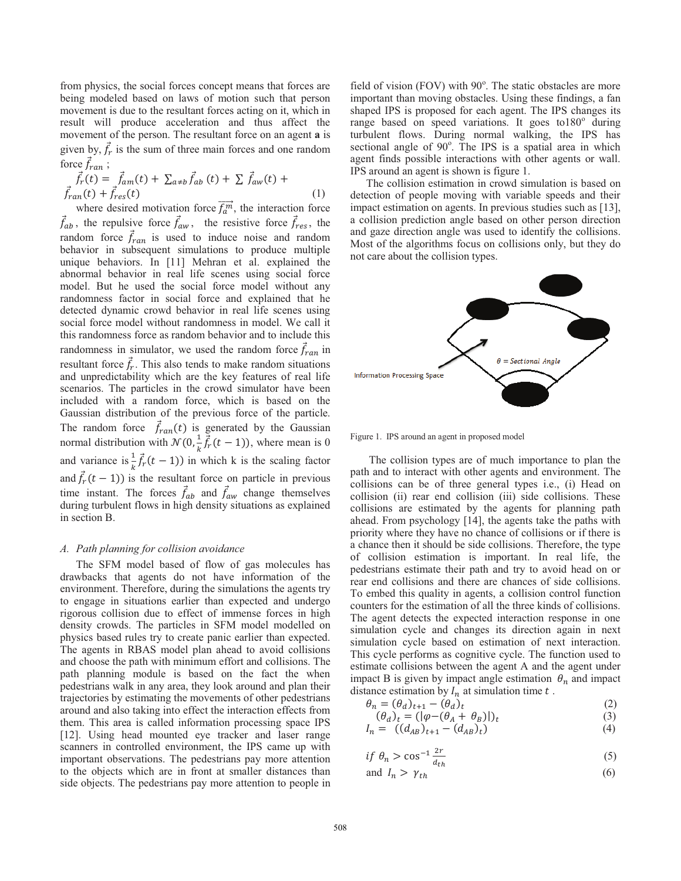from physics, the social forces concept means that forces are being modeled based on laws of motion such that person movement is due to the resultant forces acting on it, which in result will produce acceleration and thus affect the movement of the person. The resultant force on an agent **a** is given by, $\vec{f_r}$ is the sum of three main forces and one random force $\vec{f}_{ran}$ ;

$$\vec{f_r}(t) = \vec{f}_{am}(t) + \sum_{a \neq b} \vec{f}_{ab}(t) + \sum \vec{f}_{aw}(t) + \vec{f}_{ran}(t) + \vec{f}_{res}(t) \quad (1)$$

where desired motivation force $\overrightarrow{f_a^m}$, the interaction force $\vec{f}_{ab}$, the repulsive force $\vec{f}_{aw}$, the resistive force $\vec{f}_{res}$, the random force $\vec{f}_{ran}$ is used to induce noise and random behavior in subsequent simulations to produce multiple unique behaviors. In [11] Mehran et al. explained the abnormal behavior in real life scenes using social force model. But he used the social force model without any randomness factor in social force and explained that he detected dynamic crowd behavior in real life scenes using social force model without randomness in model. We call it this randomness force as random behavior and to include this randomness in simulator, we used the random force $\vec{f}_{ran}$ in resultant force $\vec{f_r}$. This also tends to make random situations and unpredictability which are the key features of real life scenarios. The particles in the crowd simulator have been included with a random force, which is based on the Gaussian distribution of the previous force of the particle. The random force $\vec{f}_{ran}(t)$ is generated by the Gaussian normal distribution with $\mathcal{N}(0, \frac{1}{k}\vec{f_r}(t-1))$, where mean is 0 and variance is $\frac{1}{k}\vec{f_r}(t-1))$ in which k is the scaling factor and $\vec{f_r}(t-1))$ is the resultant force on particle in previous time instant. The forces $\vec{f}_{ab}$ and $\vec{f}_{aw}$ change themselves during turbulent flows in high density situations as explained in section B.

### *A. Path planning for collision avoidance*

The SFM model based of flow of gas molecules has drawbacks that agents do not have information of the environment. Therefore, during the simulations the agents try to engage in situations earlier than expected and undergo rigorous collision due to effect of immense forces in high density crowds. The particles in SFM model modelled on physics based rules try to create panic earlier than expected. The agents in RBAS model plan ahead to avoid collisions and choose the path with minimum effort and collisions. The path planning module is based on the fact the when pedestrians walk in any area, they look around and plan their trajectories by estimating the movements of other pedestrians around and also taking into effect the interaction effects from them. This area is called information processing space IPS [12]. Using head mounted eye tracker and laser range scanners in controlled environment, the IPS came up with important observations. The pedestrians pay more attention to the objects which are in front at smaller distances than side objects. The pedestrians pay more attention to people in field of vision (FOV) with 90°. The static obstacles are more important than moving obstacles. Using these findings, a fan shaped IPS is proposed for each agent. The IPS changes its range based on speed variations. It goes to180° during turbulent flows. During normal walking, the IPS has sectional angle of 90°. The IPS is a spatial area in which agent finds possible interactions with other agents or wall. IPS around an agent is shown is figure 1.

The collision estimation in crowd simulation is based on detection of people moving with variable speeds and their impact estimation on agents. In previous studies such as [13], a collision prediction angle based on other person direction and gaze direction angle was used to identify the collisions. Most of the algorithms focus on collisions only, but they do not care about the collision types.

Information Processing Space

$\theta$ = Sectional Angle

Figure 1. IPS around an agent in proposed model

The collision types are of much importance to plan the path and to interact with other agents and environment. The collisions can be of three general types i.e., (i) Head on collision (ii) rear end collision (iii) side collisions. These collisions are estimated by the agents for planning path ahead. From psychology [14], the agents take the paths with priority where they have no chance of collisions or if there is a chance then it should be side collisions. Therefore, the type of collision estimation is important. In real life, the pedestrians estimate their path and try to avoid head on or rear end collisions and there are chances of side collisions. To embed this quality in agents, a collision control function counters for the estimation of all the three kinds of collisions. The agent detects the expected interaction response in one simulation cycle and changes its direction again in next simulation cycle based on estimation of next interaction. This cycle performs as cognitive cycle. The function used to estimate collisions between the agent A and the agent under impact B is given by impact angle estimation $\theta_n$ and impact distance estimation by $I_n$ at simulation time $t$ .

$$\theta_n = (\theta_d)_{t+1} - (\theta_d)_t \quad (2)$$

$$(\theta_d)_t = (|\varphi - (\theta_A + \theta_B)|)_t \quad (3)$$

$$I_n = ((d_{AB})_{t+1} - (d_{AB})_t) \quad (4)$$

$$if\ \theta_n > \cos^{-1}\frac{2r}{d_{th}} \quad (5)$$

$$\text{and } I_n > \gamma_{th} \quad (6)$$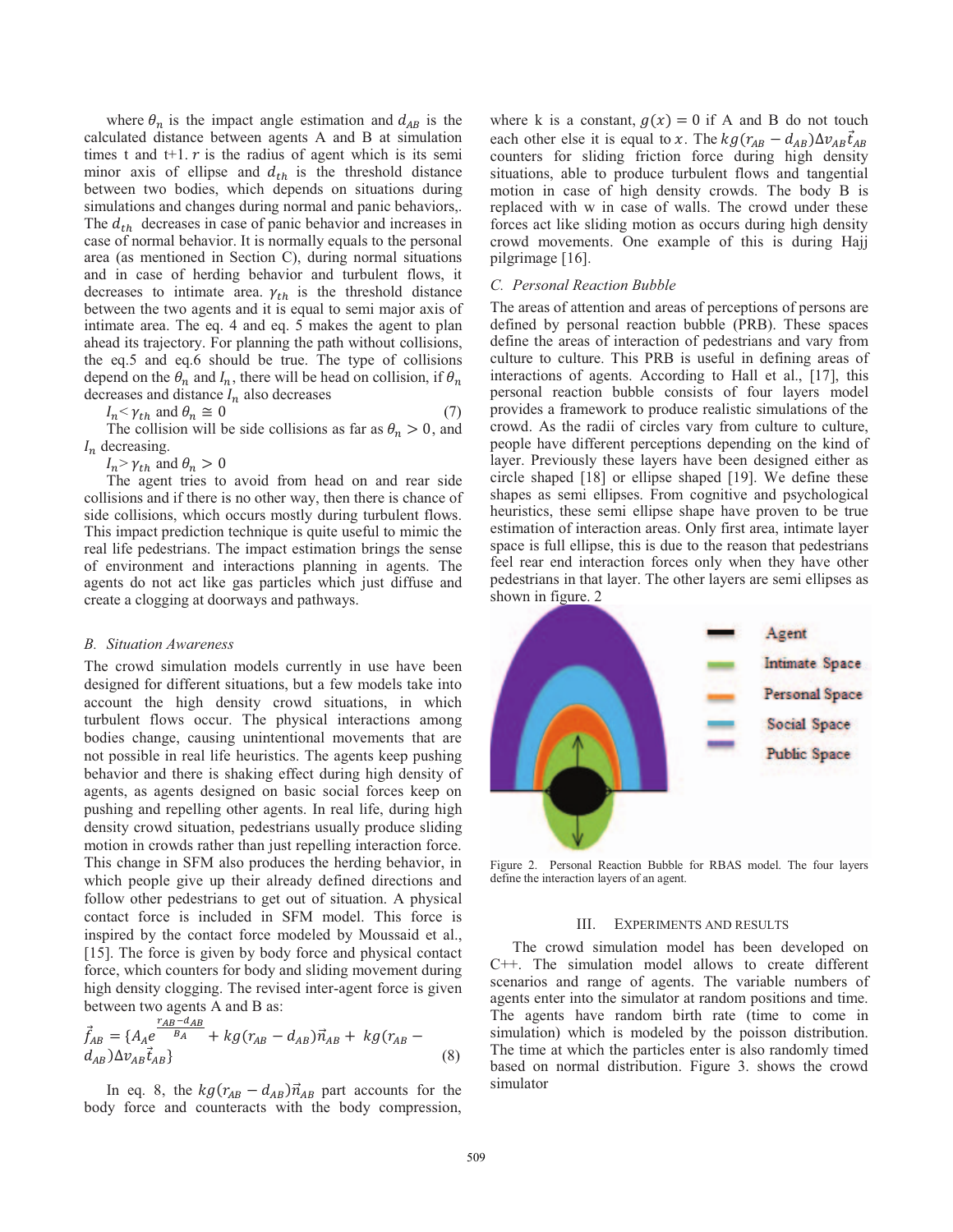where $\theta_n$ is the impact angle estimation and $d_{AB}$ is the calculated distance between agents A and B at simulation times t and t+1. $r$ is the radius of agent which is its semi minor axis of ellipse and $d_{th}$ is the threshold distance between two bodies, which depends on situations during simulations and changes during normal and panic behaviors,. The $d_{th}$ decreases in case of panic behavior and increases in case of normal behavior. It is normally equals to the personal area (as mentioned in Section C), during normal situations and in case of herding behavior and turbulent flows, it decreases to intimate area. $\gamma_{th}$ is the threshold distance between the two agents and it is equal to semi major axis of intimate area. The eq. 4 and eq. 5 makes the agent to plan path ahead its trajectory. For planning the path without collisions, the eq.5 and eq.6 should be true. The type of collisions depend on the $\theta_n$ and $I_n$, there will be head on collision, if $\theta_n$ decreases and distance $I_n$ also decreases

$$I_n < \gamma_{th} \text{ and } \theta_n \cong 0 \tag{7}$$

The collision will be side collisions as far as $\theta_n > 0$, and $I_n$ decreasing.

$$I_n > \gamma_{th} \text{ and } \theta_n > 0$$

The agent tries to avoid from head on and rear side collisions and if there is no other way, then there is chance of side collisions, which occurs mostly during turbulent flows. This impact prediction technique is quite useful to mimic the real life pedestrians. The impact estimation brings the sense of environment and interactions planning in agents. The agents do not act like gas particles which just diffuse and create a clogging at doorways and pathways.

### B. Situation Awareness

The crowd simulation models currently in use have been designed for different situations, but a few models take into account the high density crowd situations, in which turbulent flows occur. The physical interactions among bodies change, causing unintentional movements that are not possible in real life heuristics. The agents keep pushing behavior and there is shaking effect during high density of agents, as agents designed on basic social forces keep on pushing and repelling other agents. In real life, during high density crowd situation, pedestrians usually produce sliding motion in crowds rather than just repelling interaction force. This change in SFM also produces the herding behavior, in which people give up their already defined directions and follow other pedestrians to get out of situation. A physical contact force is included in SFM model. This force is inspired by the contact force modeled by Moussaid et al., [15]. The force is given by body force and physical contact force, which counters for body and sliding movement during high density clogging. The revised inter-agent force is given between two agents A and B as:

$$\vec{f}_{AB} = \{A_A e^{\frac{r_{AB} - d_{AB}}{B_A}} + kg(r_{AB} - d_{AB})\vec{n}_{AB} + kg(r_{AB} - d_{AB})\Delta v_{AB}\vec{t}_{AB}\} \tag{8}$$

In eq. 8, the $kg(r_{AB} - d_{AB})\vec{n}_{AB}$ part accounts for the body force and counteracts with the body compression, where k is a constant, $g(x) = 0$ if A and B do not touch each other else it is equal to $x$. The $kg(r_{AB} - d_{AB})\Delta v_{AB}\vec{t}_{AB}$ counters for sliding friction force during high density situations, able to produce turbulent flows and tangential motion in case of high density crowds. The body B is replaced with w in case of walls. The crowd under these forces act like sliding motion as occurs during high density crowd movements. One example of this is during Hajj pilgrimage [16].

### C. Personal Reaction Bubble

The areas of attention and areas of perceptions of persons are defined by personal reaction bubble (PRB). These spaces define the areas of interaction of pedestrians and vary from culture to culture. This PRB is useful in defining areas of interactions of agents. According to Hall et al., [17], this personal reaction bubble consists of four layers model provides a framework to produce realistic simulations of the crowd. As the radii of circles vary from culture to culture, people have different perceptions depending on the kind of layer. Previously these layers have been designed either as circle shaped [18] or ellipse shaped [19]. We define these shapes as semi ellipses. From cognitive and psychological heuristics, these semi ellipse shape have proven to be true estimation of interaction areas. Only first area, intimate layer space is full ellipse, this is due to the reason that pedestrians feel rear end interaction forces only when they have other pedestrians in that layer. The other layers are semi ellipses as shown in figure. 2

Figure 2. Personal Reaction Bubble for RBAS model. The four layers define the interaction layers of an agent.

## III. Experiments and Results

The crowd simulation model has been developed on C++. The simulation model allows to create different scenarios and range of agents. The variable numbers of agents enter into the simulator at random positions and time. The agents have random birth rate (time to come in simulation) which is modeled by the poisson distribution. The time at which the particles enter is also randomly timed based on normal distribution. Figure 3. shows the crowd simulator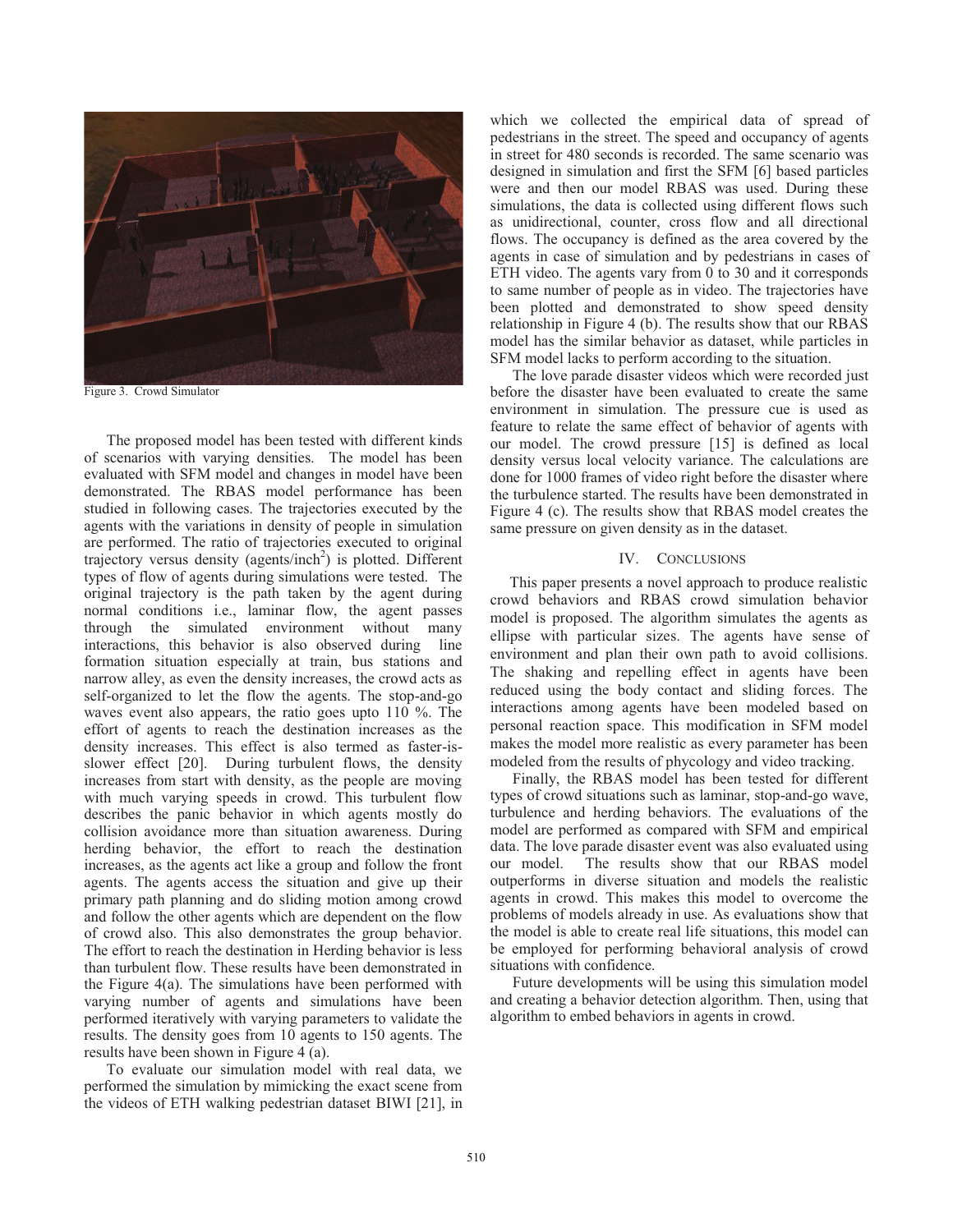Figure 3. Crowd Simulator

The proposed model has been tested with different kinds of scenarios with varying densities. The model has been evaluated with SFM model and changes in model have been demonstrated. The RBAS model performance has been studied in following cases. The trajectories executed by the agents with the variations in density of people in simulation are performed. The ratio of trajectories executed to original trajectory versus density (agents/inch$^2$) is plotted. Different types of flow of agents during simulations were tested. The original trajectory is the path taken by the agent during normal conditions i.e., laminar flow, the agent passes through the simulated environment without many interactions, this behavior is also observed during line formation situation especially at train, bus stations and narrow alley, as even the density increases, the crowd acts as self-organized to let the flow the agents. The stop-and-go waves event also appears, the ratio goes upto 110 %. The effort of agents to reach the destination increases as the density increases. This effect is also termed as faster-is-slower effect [20]. During turbulent flows, the density increases from start with density, as the people are moving with much varying speeds in crowd. This turbulent flow describes the panic behavior in which agents mostly do collision avoidance more than situation awareness. During herding behavior, the effort to reach the destination increases, as the agents act like a group and follow the front agents. The agents access the situation and give up their primary path planning and do sliding motion among crowd and follow the other agents which are dependent on the flow of crowd also. This also demonstrates the group behavior. The effort to reach the destination in Herding behavior is less than turbulent flow. These results have been demonstrated in the Figure 4(a). The simulations have been performed with varying number of agents and simulations have been performed iteratively with varying parameters to validate the results. The density goes from 10 agents to 150 agents. The results have been shown in Figure 4 (a).

To evaluate our simulation model with real data, we performed the simulation by mimicking the exact scene from the videos of ETH walking pedestrian dataset BIWI [21], in which we collected the empirical data of spread of pedestrians in the street. The speed and occupancy of agents in street for 480 seconds is recorded. The same scenario was designed in simulation and first the SFM [6] based particles were and then our model RBAS was used. During these simulations, the data is collected using different flows such as unidirectional, counter, cross flow and all directional flows. The occupancy is defined as the area covered by the agents in case of simulation and by pedestrians in cases of ETH video. The agents vary from 0 to 30 and it corresponds to same number of people as in video. The trajectories have been plotted and demonstrated to show speed density relationship in Figure 4 (b). The results show that our RBAS model has the similar behavior as dataset, while particles in SFM model lacks to perform according to the situation.

The love parade disaster videos which were recorded just before the disaster have been evaluated to create the same environment in simulation. The pressure cue is used as feature to relate the same effect of behavior of agents with our model. The crowd pressure [15] is defined as local density versus local velocity variance. The calculations are done for 1000 frames of video right before the disaster where the turbulence started. The results have been demonstrated in Figure 4 (c). The results show that RBAS model creates the same pressure on given density as in the dataset.

## IV. Conclusions

This paper presents a novel approach to produce realistic crowd behaviors and RBAS crowd simulation behavior model is proposed. The algorithm simulates the agents as ellipse with particular sizes. The agents have sense of environment and plan their own path to avoid collisions. The shaking and repelling effect in agents have been reduced using the body contact and sliding forces. The interactions among agents have been modeled based on personal reaction space. This modification in SFM model makes the model more realistic as every parameter has been modeled from the results of phycology and video tracking.

Finally, the RBAS model has been tested for different types of crowd situations such as laminar, stop-and-go wave, turbulence and herding behaviors. The evaluations of the model are performed as compared with SFM and empirical data. The love parade disaster event was also evaluated using our model. The results show that our RBAS model outperforms in diverse situation and models the realistic agents in crowd. This makes this model to overcome the problems of models already in use. As evaluations show that the model is able to create real life situations, this model can be employed for performing behavioral analysis of crowd situations with confidence.

Future developments will be using this simulation model and creating a behavior detection algorithm. Then, using that algorithm to embed behaviors in agents in crowd.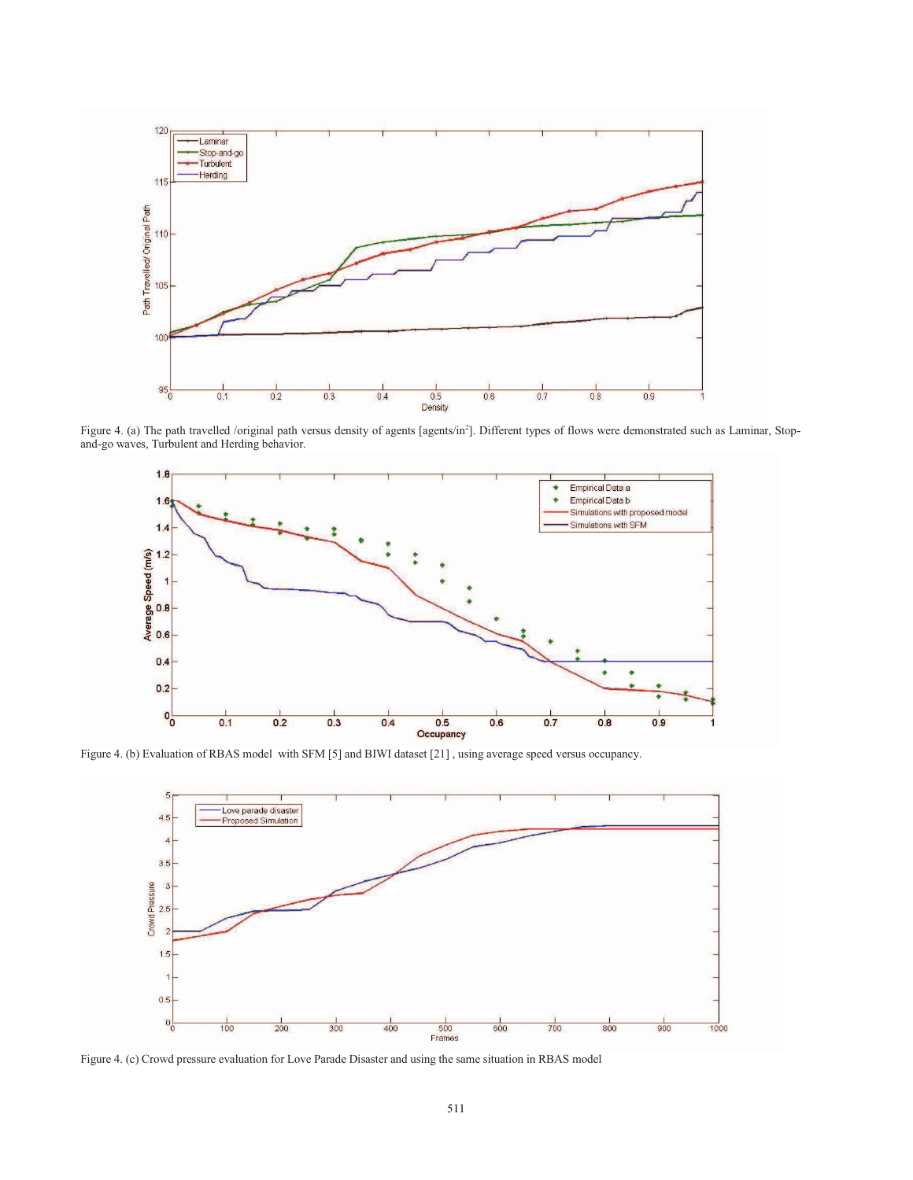Figure 4. (a) The path travelled /original path versus density of agents [agents/in$^2$]. Different types of flows were demonstrated such as Laminar, Stop-and-go waves, Turbulent and Herding behavior.

Figure 4. (b) Evaluation of RBAS model with SFM [5] and BIWI dataset [21] , using average speed versus occupancy.

Figure 4. (c) Crowd pressure evaluation for Love Parade Disaster and using the same situation in RBAS model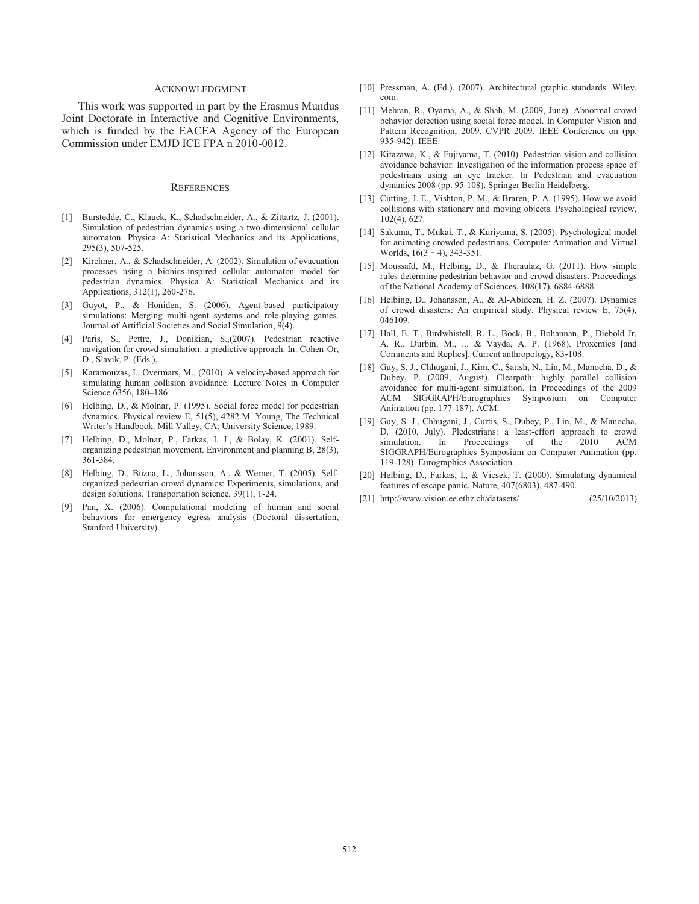## ACKNOWLEDGMENT

This work was supported in part by the Erasmus Mundus Joint Doctorate in Interactive and Cognitive Environments, which is funded by the EACEA Agency of the European Commission under EMJD ICE FPA n 2010-0012.

## REFERENCES

[1] Burstedde, C., Klauck, K., Schadschneider, A., & Zittartz, J. (2001). Simulation of pedestrian dynamics using a two-dimensional cellular automaton. Physica A: Statistical Mechanics and its Applications, 295(3), 507-525.

[2] Kirchner, A., & Schadschneider, A. (2002). Simulation of evacuation processes using a bionics-inspired cellular automaton model for pedestrian dynamics. Physica A: Statistical Mechanics and its Applications, 312(1), 260-276.

[3] Guyot, P., & Honiden, S. (2006). Agent-based participatory simulations: Merging multi-agent systems and role-playing games. Journal of Artificial Societies and Social Simulation, 9(4).

[4] Paris, S., Pettre, J., Donikian, S.,(2007). Pedestrian reactive navigation for crowd simulation: a predictive approach. In: Cohen-Or, D., Slavik, P. (Eds.),

[5] Karamouzas, I., Overmars, M., (2010). A velocity-based approach for simulating human collision avoidance. Lecture Notes in Computer Science 6356, 180–186

[6] Helbing, D., & Molnar, P. (1995). Social force model for pedestrian dynamics. Physical review E, 51(5), 4282.M. Young, The Technical Writer's Handbook. Mill Valley, CA: University Science, 1989.

[7] Helbing, D., Molnar, P., Farkas, I. J., & Bolay, K. (2001). Self-organizing pedestrian movement. Environment and planning B, 28(3), 361-384.

[8] Helbing, D., Buzna, L., Johansson, A., & Werner, T. (2005). Self-organized pedestrian crowd dynamics: Experiments, simulations, and design solutions. Transportation science, 39(1), 1-24.

[9] Pan, X. (2006). Computational modeling of human and social behaviors for emergency egress analysis (Doctoral dissertation, Stanford University).

[10] Pressman, A. (Ed.). (2007). Architectural graphic standards. Wiley.com.

[11] Mehran, R., Oyama, A., & Shah, M. (2009, June). Abnormal crowd behavior detection using social force model. In Computer Vision and Pattern Recognition, 2009. CVPR 2009. IEEE Conference on (pp. 935-942). IEEE.

[12] Kitazawa, K., & Fujiyama, T. (2010). Pedestrian vision and collision avoidance behavior: Investigation of the information process space of pedestrians using an eye tracker. In Pedestrian and evacuation dynamics 2008 (pp. 95-108). Springer Berlin Heidelberg.

[13] Cutting, J. E., Vishton, P. M., & Braren, P. A. (1995). How we avoid collisions with stationary and moving objects. Psychological review, 102(4), 627.

[14] Sakuma, T., Mukai, T., & Kuriyama, S. (2005). Psychological model for animating crowded pedestrians. Computer Animation and Virtual Worlds, 16(3‐4), 343-351.

[15] Moussaïd, M., Helbing, D., & Theraulaz, G. (2011). How simple rules determine pedestrian behavior and crowd disasters. Proceedings of the National Academy of Sciences, 108(17), 6884-6888.

[16] Helbing, D., Johansson, A., & Al-Abideen, H. Z. (2007). Dynamics of crowd disasters: An empirical study. Physical review E, 75(4), 046109.

[17] Hall, E. T., Birdwhistell, R. L., Bock, B., Bohannan, P., Diebold Jr, A. R., Durbin, M., ... & Vayda, A. P. (1968). Proxemics [and Comments and Replies]. Current anthropology, 83-108.

[18] Guy, S. J., Chhugani, J., Kim, C., Satish, N., Lin, M., Manocha, D., & Dubey, P. (2009, August). Clearpath: highly parallel collision avoidance for multi-agent simulation. In Proceedings of the 2009 ACM SIGGRAPH/Eurographics Symposium on Computer Animation (pp. 177-187). ACM.

[19] Guy, S. J., Chhugani, J., Curtis, S., Dubey, P., Lin, M., & Manocha, D. (2010, July). Pledestrians: a least-effort approach to crowd simulation. In Proceedings of the 2010 ACM SIGGRAPH/Eurographics Symposium on Computer Animation (pp. 119-128). Eurographics Association.

[20] Helbing, D., Farkas, I., & Vicsek, T. (2000). Simulating dynamical features of escape panic. Nature, 407(6803), 487-490.

[21] http://www.vision.ee.ethz.ch/datasets/ (25/10/2013)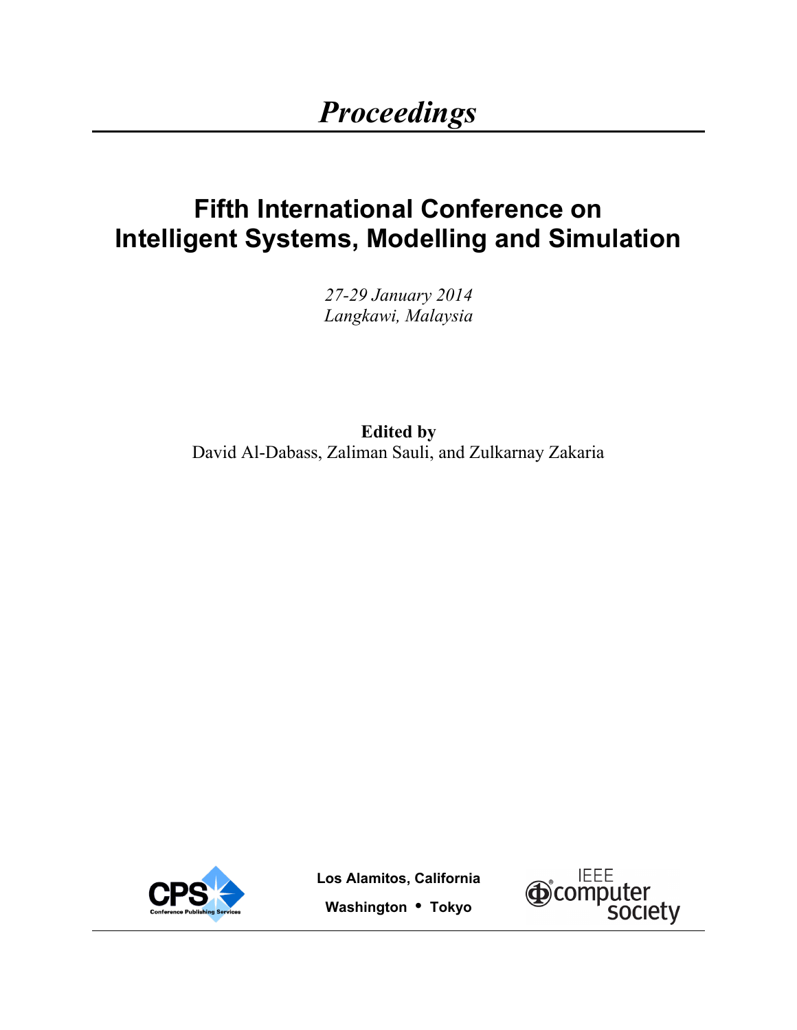# *Proceedings*

## Fifth International Conference on Intelligent Systems, Modelling and Simulation

*27-29 January 2014*
*Langkawi, Malaysia*

**Edited by**
David Al-Dabass, Zaliman Sauli, and Zulkarnay Zakaria

**Los Alamitos, California**

**Washington • Tokyo**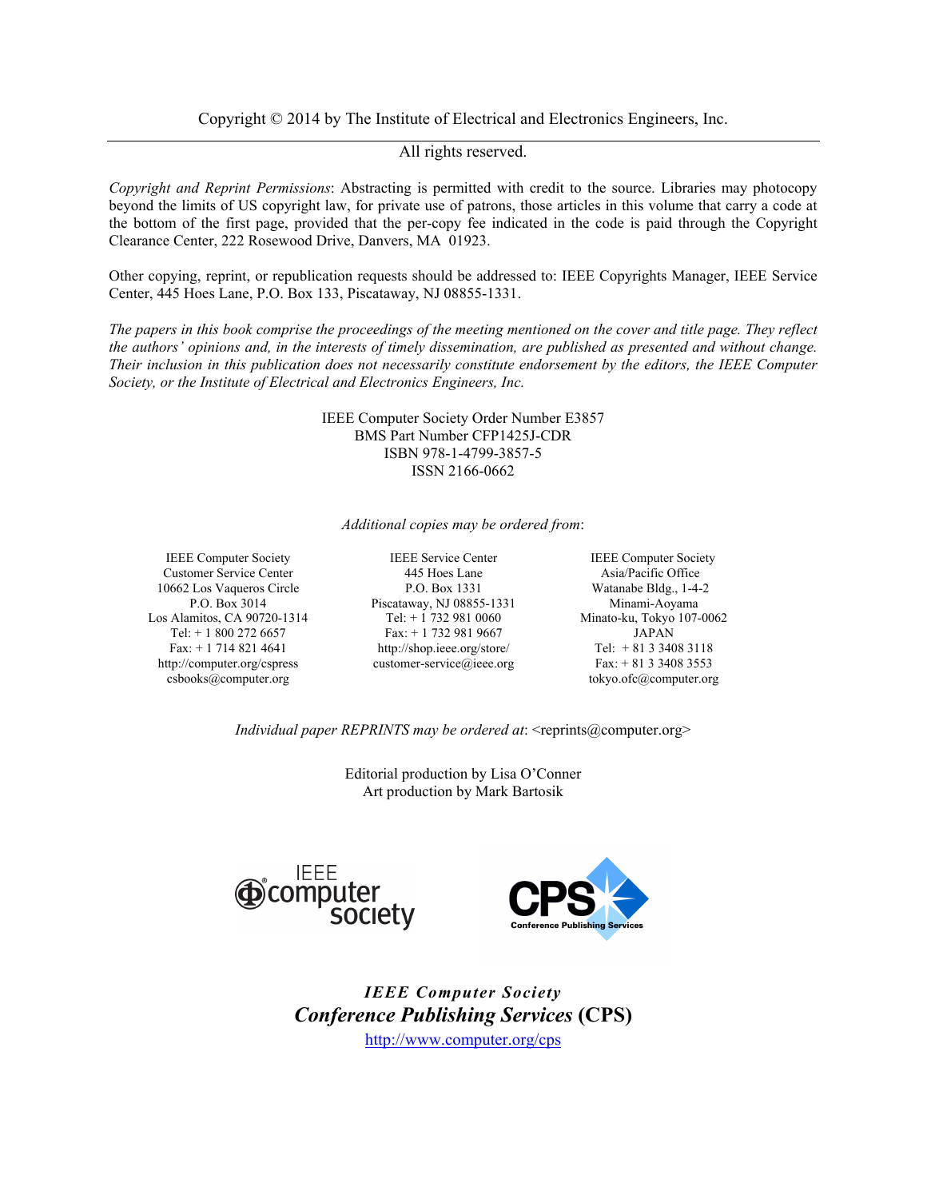Copyright © 2014 by The Institute of Electrical and Electronics Engineers, Inc.

All rights reserved.

*Copyright and Reprint Permissions*: Abstracting is permitted with credit to the source. Libraries may photocopy beyond the limits of US copyright law, for private use of patrons, those articles in this volume that carry a code at the bottom of the first page, provided that the per-copy fee indicated in the code is paid through the Copyright Clearance Center, 222 Rosewood Drive, Danvers, MA 01923.

Other copying, reprint, or republication requests should be addressed to: IEEE Copyrights Manager, IEEE Service Center, 445 Hoes Lane, P.O. Box 133, Piscataway, NJ 08855-1331.

*The papers in this book comprise the proceedings of the meeting mentioned on the cover and title page. They reflect the authors' opinions and, in the interests of timely dissemination, are published as presented and without change. Their inclusion in this publication does not necessarily constitute endorsement by the editors, the IEEE Computer Society, or the Institute of Electrical and Electronics Engineers, Inc.*

IEEE Computer Society Order Number E3857
BMS Part Number CFP1425J-CDR
ISBN 978-1-4799-3857-5
ISSN 2166-0662

*Additional copies may be ordered from*:

IEEE Computer Society
Customer Service Center
10662 Los Vaqueros Circle
P.O. Box 3014
Los Alamitos, CA 90720-1314
Tel: + 1 800 272 6657
Fax: + 1 714 821 4641
http://computer.org/cspress
csbooks@computer.org

IEEE Service Center
445 Hoes Lane
P.O. Box 1331
Piscataway, NJ 08855-1331
Tel: + 1 732 981 0060
Fax: + 1 732 981 9667
http://shop.ieee.org/store/
customer-service@ieee.org

IEEE Computer Society
Asia/Pacific Office
Watanabe Bldg., 1-4-2
Minami-Aoyama
Minato-ku, Tokyo 107-0062
JAPAN
Tel: + 81 3 3408 3118
Fax: + 81 3 3408 3553
tokyo.ofc@computer.org

*Individual paper REPRINTS may be ordered at*: <reprints@computer.org>

Editorial production by Lisa O'Conner
Art production by Mark Bartosik

IEEE computer society

CPS Conference Publishing Services

***IEEE Computer Society***
***Conference Publishing Services*** **(CPS)**
http://www.computer.org/cps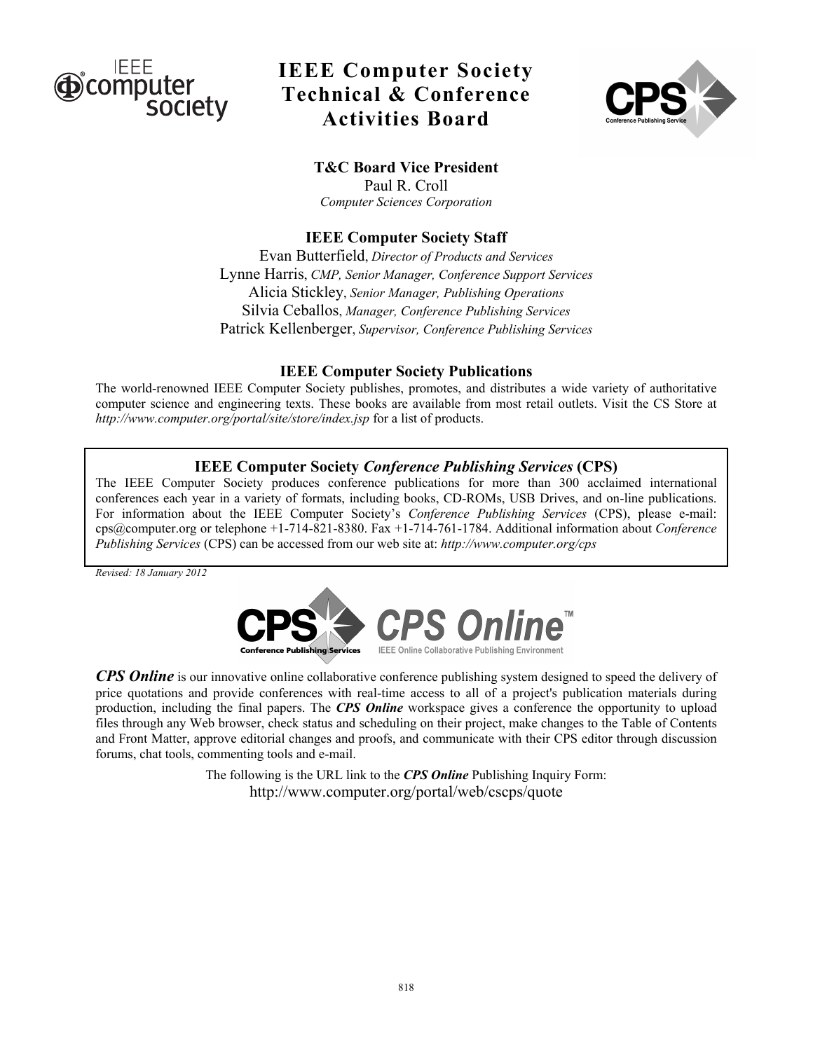# IEEE Computer Society Technical & Conference Activities Board

## T&C Board Vice President

Paul R. Croll
*Computer Sciences Corporation*

## IEEE Computer Society Staff

Evan Butterfield, *Director of Products and Services*
Lynne Harris, *CMP, Senior Manager, Conference Support Services*
Alicia Stickley, *Senior Manager, Publishing Operations*
Silvia Ceballos, *Manager, Conference Publishing Services*
Patrick Kellenberger, *Supervisor, Conference Publishing Services*

## IEEE Computer Society Publications

The world-renowned IEEE Computer Society publishes, promotes, and distributes a wide variety of authoritative computer science and engineering texts. These books are available from most retail outlets. Visit the CS Store at *http://www.computer.org/portal/site/store/index.jsp* for a list of products.

## IEEE Computer Society *Conference Publishing Services* (CPS)

The IEEE Computer Society produces conference publications for more than 300 acclaimed international conferences each year in a variety of formats, including books, CD-ROMs, USB Drives, and on-line publications. For information about the IEEE Computer Society's *Conference Publishing Services* (CPS), please e-mail: cps@computer.org or telephone +1-714-821-8380. Fax +1-714-761-1784. Additional information about *Conference Publishing Services* (CPS) can be accessed from our web site at: *http://www.computer.org/cps*

*Revised: 18 January 2012*

***CPS Online*** is our innovative online collaborative conference publishing system designed to speed the delivery of price quotations and provide conferences with real-time access to all of a project's publication materials during production, including the final papers. The ***CPS Online*** workspace gives a conference the opportunity to upload files through any Web browser, check status and scheduling on their project, make changes to the Table of Contents and Front Matter, approve editorial changes and proofs, and communicate with their CPS editor through discussion forums, chat tools, commenting tools and e-mail.

The following is the URL link to the ***CPS Online*** Publishing Inquiry Form:
http://www.computer.org/portal/web/cscps/quote